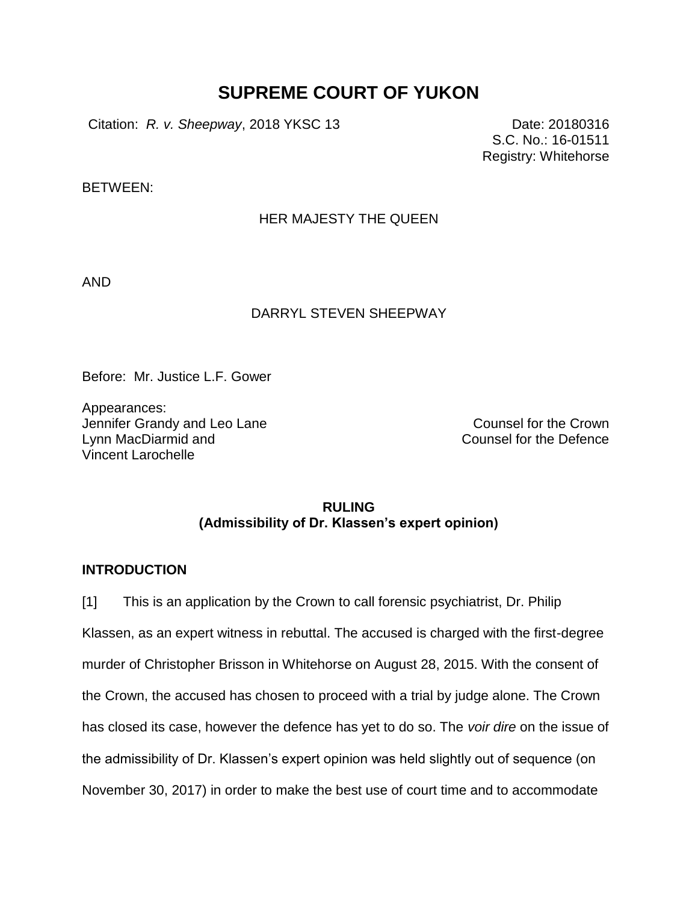# SUPREME COURT OF YUKON

Citation: *R. v. Sheepway*, 2018 YKSC 13

Date: 20180316
S.C. No.: 16-01511
Registry: Whitehorse

BETWEEN:

HER MAJESTY THE QUEEN

AND

DARRYL STEVEN SHEEPWAY

Before: Mr. Justice L.F. Gower

Appearances:

| | |
|---|---|
| Jennifer Grandy and Leo Lane | Counsel for the Crown |
| Lynn MacDiarmid and Vincent Larochelle | Counsel for the Defence |

**RULING**
**(Admissibility of Dr. Klassen's expert opinion)**

## INTRODUCTION

[1] This is an application by the Crown to call forensic psychiatrist, Dr. Philip Klassen, as an expert witness in rebuttal. The accused is charged with the first-degree murder of Christopher Brisson in Whitehorse on August 28, 2015. With the consent of the Crown, the accused has chosen to proceed with a trial by judge alone. The Crown has closed its case, however the defence has yet to do so. The *voir dire* on the issue of the admissibility of Dr. Klassen's expert opinion was held slightly out of sequence (on November 30, 2017) in order to make the best use of court time and to accommodate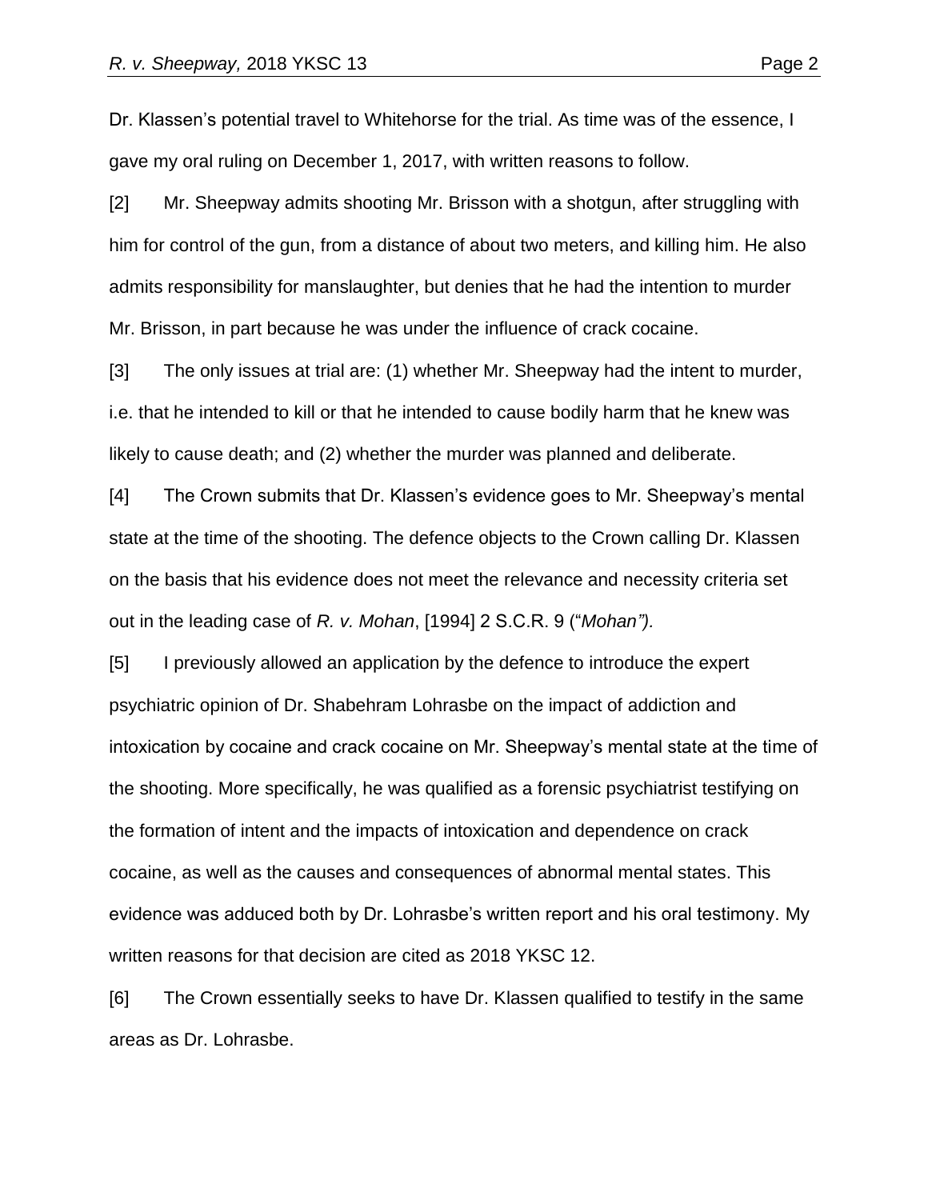Dr. Klassen's potential travel to Whitehorse for the trial. As time was of the essence, I gave my oral ruling on December 1, 2017, with written reasons to follow.

[2] Mr. Sheepway admits shooting Mr. Brisson with a shotgun, after struggling with him for control of the gun, from a distance of about two meters, and killing him. He also admits responsibility for manslaughter, but denies that he had the intention to murder Mr. Brisson, in part because he was under the influence of crack cocaine.

[3] The only issues at trial are: (1) whether Mr. Sheepway had the intent to murder, i.e. that he intended to kill or that he intended to cause bodily harm that he knew was likely to cause death; and (2) whether the murder was planned and deliberate.

[4] The Crown submits that Dr. Klassen's evidence goes to Mr. Sheepway's mental state at the time of the shooting. The defence objects to the Crown calling Dr. Klassen on the basis that his evidence does not meet the relevance and necessity criteria set out in the leading case of *R. v. Mohan*, [1994] 2 S.C.R. 9 ("*Mohan").*

[5] I previously allowed an application by the defence to introduce the expert psychiatric opinion of Dr. Shabehram Lohrasbe on the impact of addiction and intoxication by cocaine and crack cocaine on Mr. Sheepway's mental state at the time of the shooting. More specifically, he was qualified as a forensic psychiatrist testifying on the formation of intent and the impacts of intoxication and dependence on crack cocaine, as well as the causes and consequences of abnormal mental states. This evidence was adduced both by Dr. Lohrasbe's written report and his oral testimony. My written reasons for that decision are cited as 2018 YKSC 12.

[6] The Crown essentially seeks to have Dr. Klassen qualified to testify in the same areas as Dr. Lohrasbe.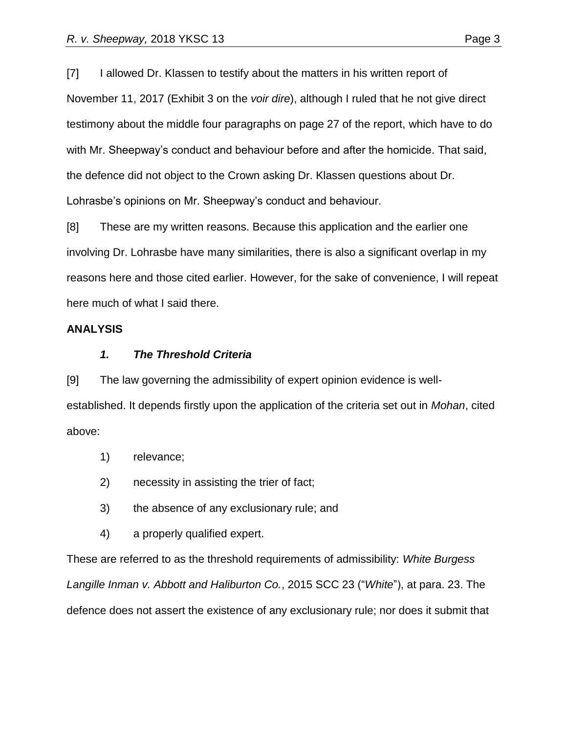[7] I allowed Dr. Klassen to testify about the matters in his written report of November 11, 2017 (Exhibit 3 on the *voir dire*), although I ruled that he not give direct testimony about the middle four paragraphs on page 27 of the report, which have to do with Mr. Sheepway's conduct and behaviour before and after the homicide. That said, the defence did not object to the Crown asking Dr. Klassen questions about Dr. Lohrasbe's opinions on Mr. Sheepway's conduct and behaviour.

[8] These are my written reasons. Because this application and the earlier one involving Dr. Lohrasbe have many similarities, there is also a significant overlap in my reasons here and those cited earlier. However, for the sake of convenience, I will repeat here much of what I said there.

## ANALYSIS

### *1. The Threshold Criteria*

[9] The law governing the admissibility of expert opinion evidence is well-established. It depends firstly upon the application of the criteria set out in *Mohan*, cited above:

1) relevance;

2) necessity in assisting the trier of fact;

3) the absence of any exclusionary rule; and

4) a properly qualified expert.

These are referred to as the threshold requirements of admissibility: *White Burgess Langille Inman v. Abbott and Haliburton Co.*, 2015 SCC 23 ("*White*"), at para. 23. The defence does not assert the existence of any exclusionary rule; nor does it submit that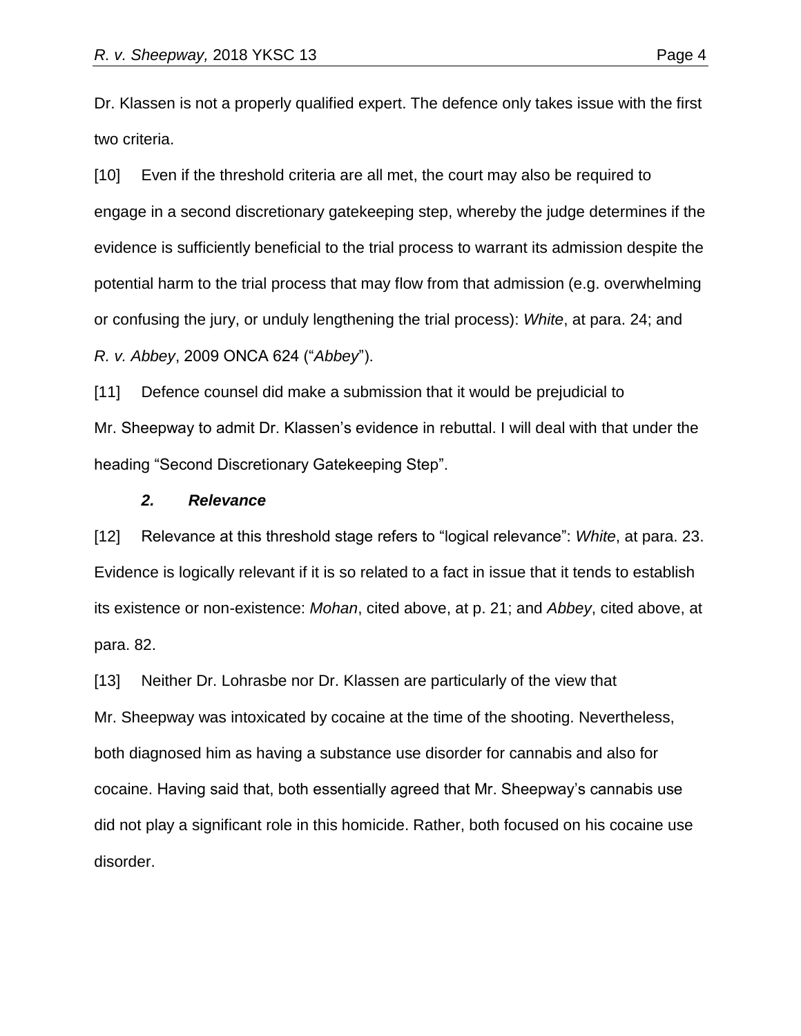Dr. Klassen is not a properly qualified expert. The defence only takes issue with the first two criteria.

[10] Even if the threshold criteria are all met, the court may also be required to engage in a second discretionary gatekeeping step, whereby the judge determines if the evidence is sufficiently beneficial to the trial process to warrant its admission despite the potential harm to the trial process that may flow from that admission (e.g. overwhelming or confusing the jury, or unduly lengthening the trial process): *White*, at para. 24; and *R. v. Abbey*, 2009 ONCA 624 ("*Abbey*").

[11] Defence counsel did make a submission that it would be prejudicial to Mr. Sheepway to admit Dr. Klassen's evidence in rebuttal. I will deal with that under the heading "Second Discretionary Gatekeeping Step".

### *2. Relevance*

[12] Relevance at this threshold stage refers to "logical relevance": *White*, at para. 23. Evidence is logically relevant if it is so related to a fact in issue that it tends to establish its existence or non-existence: *Mohan*, cited above, at p. 21; and *Abbey*, cited above, at para. 82.

[13] Neither Dr. Lohrasbe nor Dr. Klassen are particularly of the view that Mr. Sheepway was intoxicated by cocaine at the time of the shooting. Nevertheless, both diagnosed him as having a substance use disorder for cannabis and also for cocaine. Having said that, both essentially agreed that Mr. Sheepway's cannabis use did not play a significant role in this homicide. Rather, both focused on his cocaine use disorder.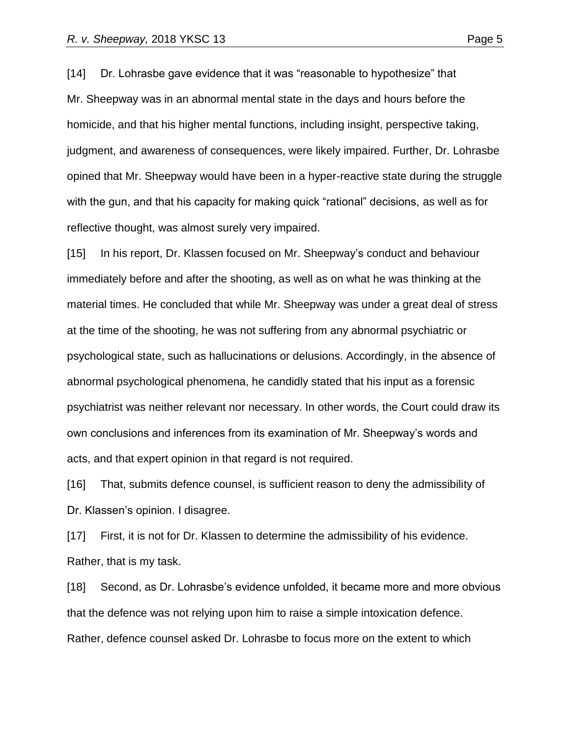[14] Dr. Lohrasbe gave evidence that it was "reasonable to hypothesize" that Mr. Sheepway was in an abnormal mental state in the days and hours before the homicide, and that his higher mental functions, including insight, perspective taking, judgment, and awareness of consequences, were likely impaired. Further, Dr. Lohrasbe opined that Mr. Sheepway would have been in a hyper-reactive state during the struggle with the gun, and that his capacity for making quick "rational" decisions, as well as for reflective thought, was almost surely very impaired.

[15] In his report, Dr. Klassen focused on Mr. Sheepway's conduct and behaviour immediately before and after the shooting, as well as on what he was thinking at the material times. He concluded that while Mr. Sheepway was under a great deal of stress at the time of the shooting, he was not suffering from any abnormal psychiatric or psychological state, such as hallucinations or delusions. Accordingly, in the absence of abnormal psychological phenomena, he candidly stated that his input as a forensic psychiatrist was neither relevant nor necessary. In other words, the Court could draw its own conclusions and inferences from its examination of Mr. Sheepway's words and acts, and that expert opinion in that regard is not required.

[16] That, submits defence counsel, is sufficient reason to deny the admissibility of Dr. Klassen's opinion. I disagree.

[17] First, it is not for Dr. Klassen to determine the admissibility of his evidence. Rather, that is my task.

[18] Second, as Dr. Lohrasbe's evidence unfolded, it became more and more obvious that the defence was not relying upon him to raise a simple intoxication defence. Rather, defence counsel asked Dr. Lohrasbe to focus more on the extent to which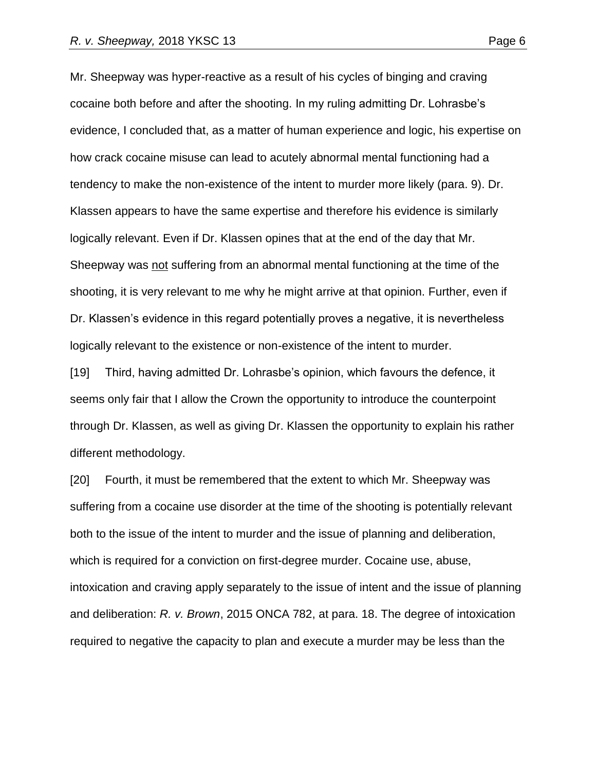Mr. Sheepway was hyper-reactive as a result of his cycles of binging and craving cocaine both before and after the shooting. In my ruling admitting Dr. Lohrasbe's evidence, I concluded that, as a matter of human experience and logic, his expertise on how crack cocaine misuse can lead to acutely abnormal mental functioning had a tendency to make the non-existence of the intent to murder more likely (para. 9). Dr. Klassen appears to have the same expertise and therefore his evidence is similarly logically relevant. Even if Dr. Klassen opines that at the end of the day that Mr. Sheepway was <u>not</u> suffering from an abnormal mental functioning at the time of the shooting, it is very relevant to me why he might arrive at that opinion. Further, even if Dr. Klassen's evidence in this regard potentially proves a negative, it is nevertheless logically relevant to the existence or non-existence of the intent to murder.

[19] Third, having admitted Dr. Lohrasbe's opinion, which favours the defence, it seems only fair that I allow the Crown the opportunity to introduce the counterpoint through Dr. Klassen, as well as giving Dr. Klassen the opportunity to explain his rather different methodology.

[20] Fourth, it must be remembered that the extent to which Mr. Sheepway was suffering from a cocaine use disorder at the time of the shooting is potentially relevant both to the issue of the intent to murder and the issue of planning and deliberation, which is required for a conviction on first-degree murder. Cocaine use, abuse, intoxication and craving apply separately to the issue of intent and the issue of planning and deliberation: *R. v. Brown*, 2015 ONCA 782, at para. 18. The degree of intoxication required to negative the capacity to plan and execute a murder may be less than the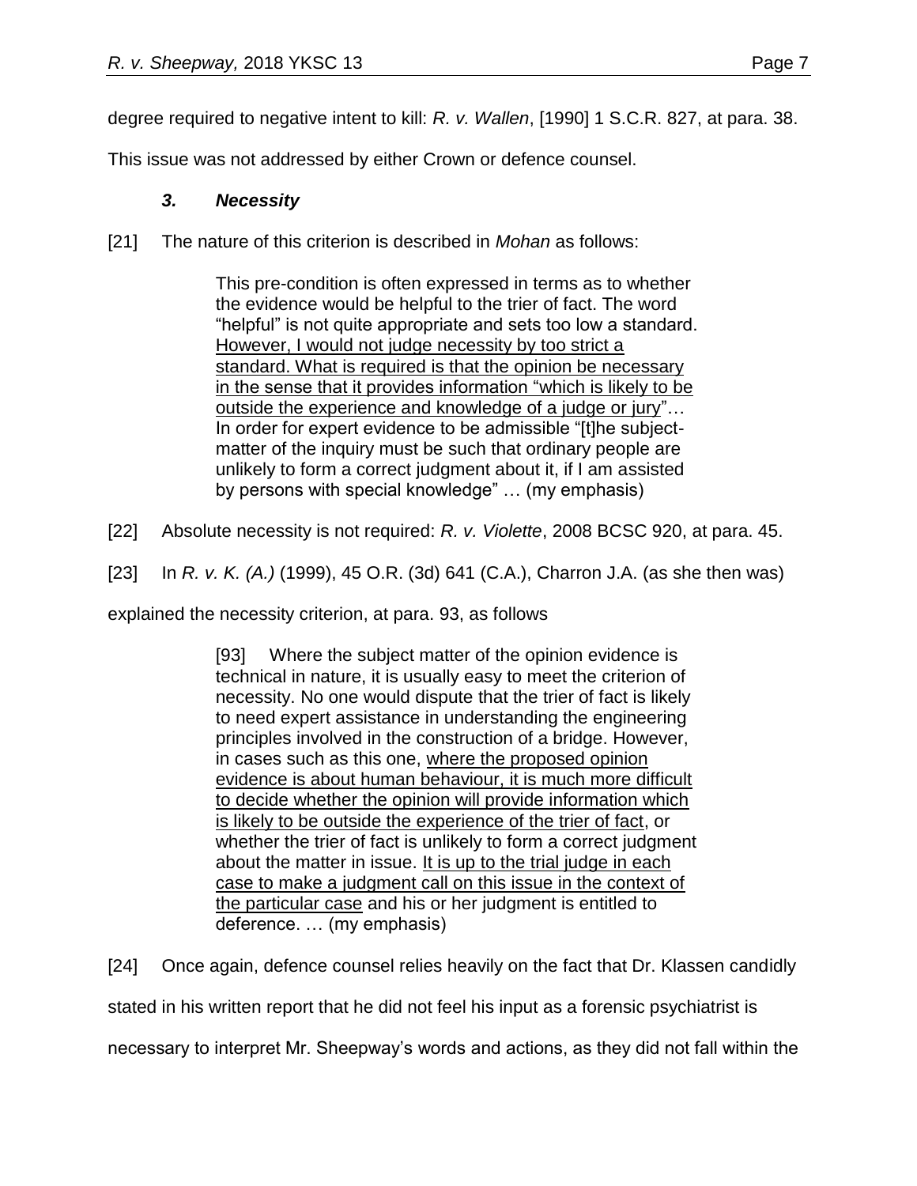degree required to negative intent to kill: *R. v. Wallen*, [1990] 1 S.C.R. 827, at para. 38.

This issue was not addressed by either Crown or defence counsel.

### *3. Necessity*

[21] The nature of this criterion is described in *Mohan* as follows:

> This pre-condition is often expressed in terms as to whether the evidence would be helpful to the trier of fact. The word "helpful" is not quite appropriate and sets too low a standard. <u>However, I would not judge necessity by too strict a standard. What is required is that the opinion be necessary in the sense that it provides information "which is likely to be outside the experience and knowledge of a judge or jury"</u>… In order for expert evidence to be admissible "[t]he subject-matter of the inquiry must be such that ordinary people are unlikely to form a correct judgment about it, if I am assisted by persons with special knowledge" … (my emphasis)

[22] Absolute necessity is not required: *R. v. Violette*, 2008 BCSC 920, at para. 45.

[23] In *R. v. K. (A.)* (1999), 45 O.R. (3d) 641 (C.A.), Charron J.A. (as she then was) explained the necessity criterion, at para. 93, as follows

> [93] Where the subject matter of the opinion evidence is technical in nature, it is usually easy to meet the criterion of necessity. No one would dispute that the trier of fact is likely to need expert assistance in understanding the engineering principles involved in the construction of a bridge. However, in cases such as this one, <u>where the proposed opinion evidence is about human behaviour, it is much more difficult to decide whether the opinion will provide information which is likely to be outside the experience of the trier of fact</u>, or whether the trier of fact is unlikely to form a correct judgment about the matter in issue. <u>It is up to the trial judge in each case to make a judgment call on this issue in the context of the particular case</u> and his or her judgment is entitled to deference. … (my emphasis)

[24] Once again, defence counsel relies heavily on the fact that Dr. Klassen candidly stated in his written report that he did not feel his input as a forensic psychiatrist is necessary to interpret Mr. Sheepway's words and actions, as they did not fall within the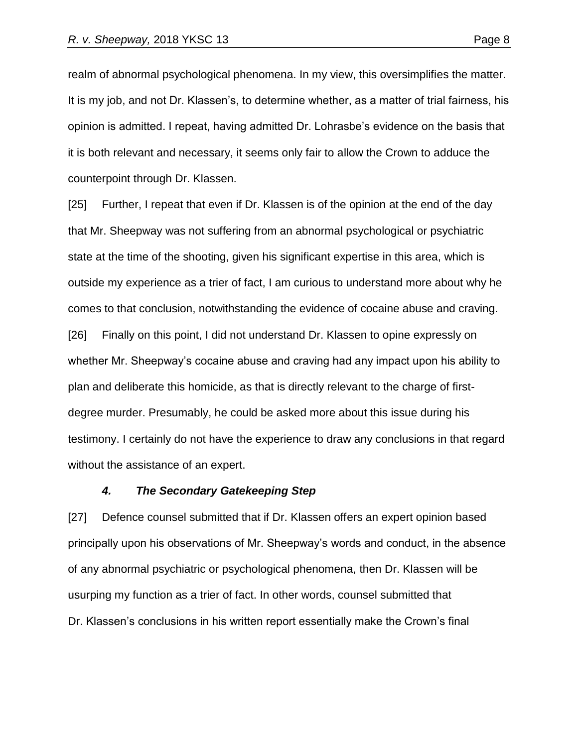realm of abnormal psychological phenomena. In my view, this oversimplifies the matter. It is my job, and not Dr. Klassen's, to determine whether, as a matter of trial fairness, his opinion is admitted. I repeat, having admitted Dr. Lohrasbe's evidence on the basis that it is both relevant and necessary, it seems only fair to allow the Crown to adduce the counterpoint through Dr. Klassen.

[25] Further, I repeat that even if Dr. Klassen is of the opinion at the end of the day that Mr. Sheepway was not suffering from an abnormal psychological or psychiatric state at the time of the shooting, given his significant expertise in this area, which is outside my experience as a trier of fact, I am curious to understand more about why he comes to that conclusion, notwithstanding the evidence of cocaine abuse and craving.

[26] Finally on this point, I did not understand Dr. Klassen to opine expressly on whether Mr. Sheepway's cocaine abuse and craving had any impact upon his ability to plan and deliberate this homicide, as that is directly relevant to the charge of first-degree murder. Presumably, he could be asked more about this issue during his testimony. I certainly do not have the experience to draw any conclusions in that regard without the assistance of an expert.

### *4. The Secondary Gatekeeping Step*

[27] Defence counsel submitted that if Dr. Klassen offers an expert opinion based principally upon his observations of Mr. Sheepway's words and conduct, in the absence of any abnormal psychiatric or psychological phenomena, then Dr. Klassen will be usurping my function as a trier of fact. In other words, counsel submitted that Dr. Klassen's conclusions in his written report essentially make the Crown's final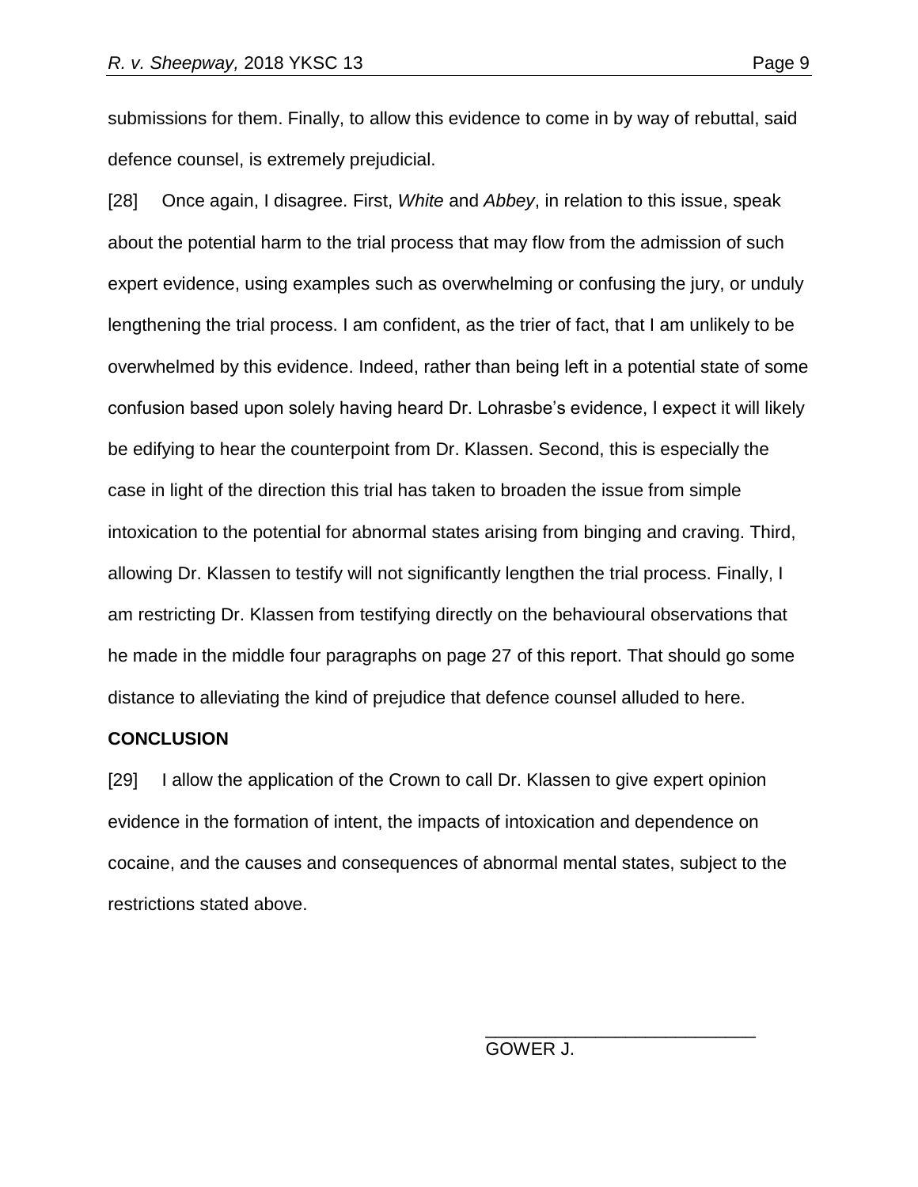submissions for them. Finally, to allow this evidence to come in by way of rebuttal, said defence counsel, is extremely prejudicial.

[28] Once again, I disagree. First, *White* and *Abbey*, in relation to this issue, speak about the potential harm to the trial process that may flow from the admission of such expert evidence, using examples such as overwhelming or confusing the jury, or unduly lengthening the trial process. I am confident, as the trier of fact, that I am unlikely to be overwhelmed by this evidence. Indeed, rather than being left in a potential state of some confusion based upon solely having heard Dr. Lohrasbe's evidence, I expect it will likely be edifying to hear the counterpoint from Dr. Klassen. Second, this is especially the case in light of the direction this trial has taken to broaden the issue from simple intoxication to the potential for abnormal states arising from binging and craving. Third, allowing Dr. Klassen to testify will not significantly lengthen the trial process. Finally, I am restricting Dr. Klassen from testifying directly on the behavioural observations that he made in the middle four paragraphs on page 27 of this report. That should go some distance to alleviating the kind of prejudice that defence counsel alluded to here.

**CONCLUSION**

[29] I allow the application of the Crown to call Dr. Klassen to give expert opinion evidence in the formation of intent, the impacts of intoxication and dependence on cocaine, and the causes and consequences of abnormal mental states, subject to the restrictions stated above.

___________________________

GOWER J.